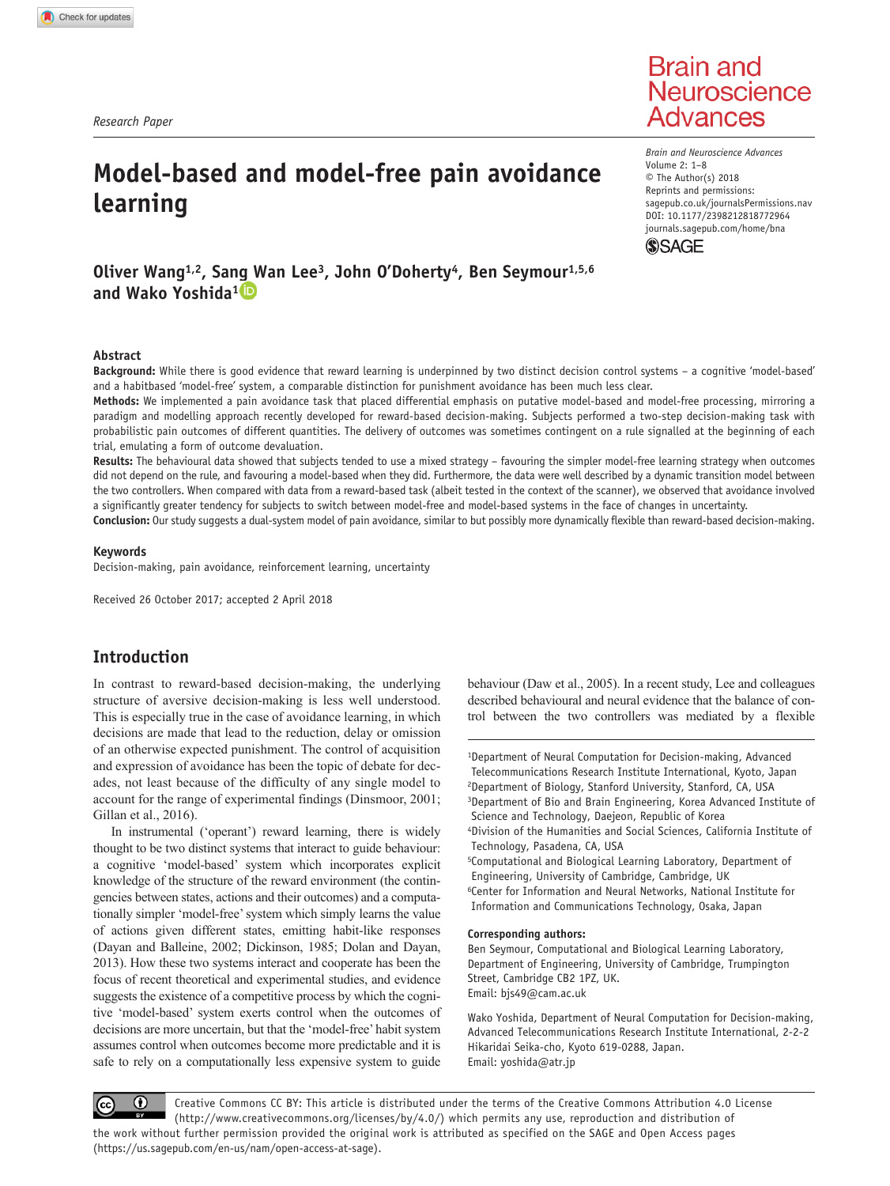Research Paper

# Model-based and model-free pain avoidance learning

**Oliver Wang[1,2], Sang Wan Lee[3], John O'Doherty[4], Ben Seymour[1,5,6] and Wako Yoshida[1]**

## Abstract

**Background:** While there is good evidence that reward learning is underpinned by two distinct decision control systems – a cognitive 'model-based' and a habitbased 'model-free' system, a comparable distinction for punishment avoidance has been much less clear.

**Methods:** We implemented a pain avoidance task that placed differential emphasis on putative model-based and model-free processing, mirroring a paradigm and modelling approach recently developed for reward-based decision-making. Subjects performed a two-step decision-making task with probabilistic pain outcomes of different quantities. The delivery of outcomes was sometimes contingent on a rule signalled at the beginning of each trial, emulating a form of outcome devaluation.

**Results:** The behavioural data showed that subjects tended to use a mixed strategy – favouring the simpler model-free learning strategy when outcomes did not depend on the rule, and favouring a model-based when they did. Furthermore, the data were well described by a dynamic transition model between the two controllers. When compared with data from a reward-based task (albeit tested in the context of the scanner), we observed that avoidance involved a significantly greater tendency for subjects to switch between model-free and model-based systems in the face of changes in uncertainty.

**Conclusion:** Our study suggests a dual-system model of pain avoidance, similar to but possibly more dynamically flexible than reward-based decision-making.

### Keywords

Decision-making, pain avoidance, reinforcement learning, uncertainty

Received 26 October 2017; accepted 2 April 2018

## Introduction

In contrast to reward-based decision-making, the underlying structure of aversive decision-making is less well understood. This is especially true in the case of avoidance learning, in which decisions are made that lead to the reduction, delay or omission of an otherwise expected punishment. The control of acquisition and expression of avoidance has been the topic of debate for decades, not least because of the difficulty of any single model to account for the range of experimental findings (Dinsmoor, 2001; Gillan et al., 2016).

In instrumental ('operant') reward learning, there is widely thought to be two distinct systems that interact to guide behaviour: a cognitive 'model-based' system which incorporates explicit knowledge of the structure of the reward environment (the contingencies between states, actions and their outcomes) and a computationally simpler 'model-free' system which simply learns the value of actions given different states, emitting habit-like responses (Dayan and Balleine, 2002; Dickinson, 1985; Dolan and Dayan, 2013). How these two systems interact and cooperate has been the focus of recent theoretical and experimental studies, and evidence suggests the existence of a competitive process by which the cognitive 'model-based' system exerts control when the outcomes of decisions are more uncertain, but that the 'model-free' habit system assumes control when outcomes become more predictable and it is safe to rely on a computationally less expensive system to guide behaviour (Daw et al., 2005). In a recent study, Lee and colleagues described behavioural and neural evidence that the balance of control between the two controllers was mediated by a flexible

[1]Department of Neural Computation for Decision-making, Advanced Telecommunications Research Institute International, Kyoto, Japan
[2]Department of Biology, Stanford University, Stanford, CA, USA
[3]Department of Bio and Brain Engineering, Korea Advanced Institute of Science and Technology, Daejeon, Republic of Korea
[4]Division of the Humanities and Social Sciences, California Institute of Technology, Pasadena, CA, USA
[5]Computational and Biological Learning Laboratory, Department of Engineering, University of Cambridge, Cambridge, UK
[6]Center for Information and Neural Networks, National Institute for Information and Communications Technology, Osaka, Japan

**Corresponding authors:**
Ben Seymour, Computational and Biological Learning Laboratory, Department of Engineering, University of Cambridge, Trumpington Street, Cambridge CB2 1PZ, UK.
Email: bjs49@cam.ac.uk

Wako Yoshida, Department of Neural Computation for Decision-making, Advanced Telecommunications Research Institute International, 2-2-2 Hikaridai Seika-cho, Kyoto 619-0288, Japan.
Email: yoshida@atr.jp

Creative Commons CC BY: This article is distributed under the terms of the Creative Commons Attribution 4.0 License (http://www.creativecommons.org/licenses/by/4.0/) which permits any use, reproduction and distribution of the work without further permission provided the original work is attributed as specified on the SAGE and Open Access pages (https://us.sagepub.com/en-us/nam/open-access-at-sage).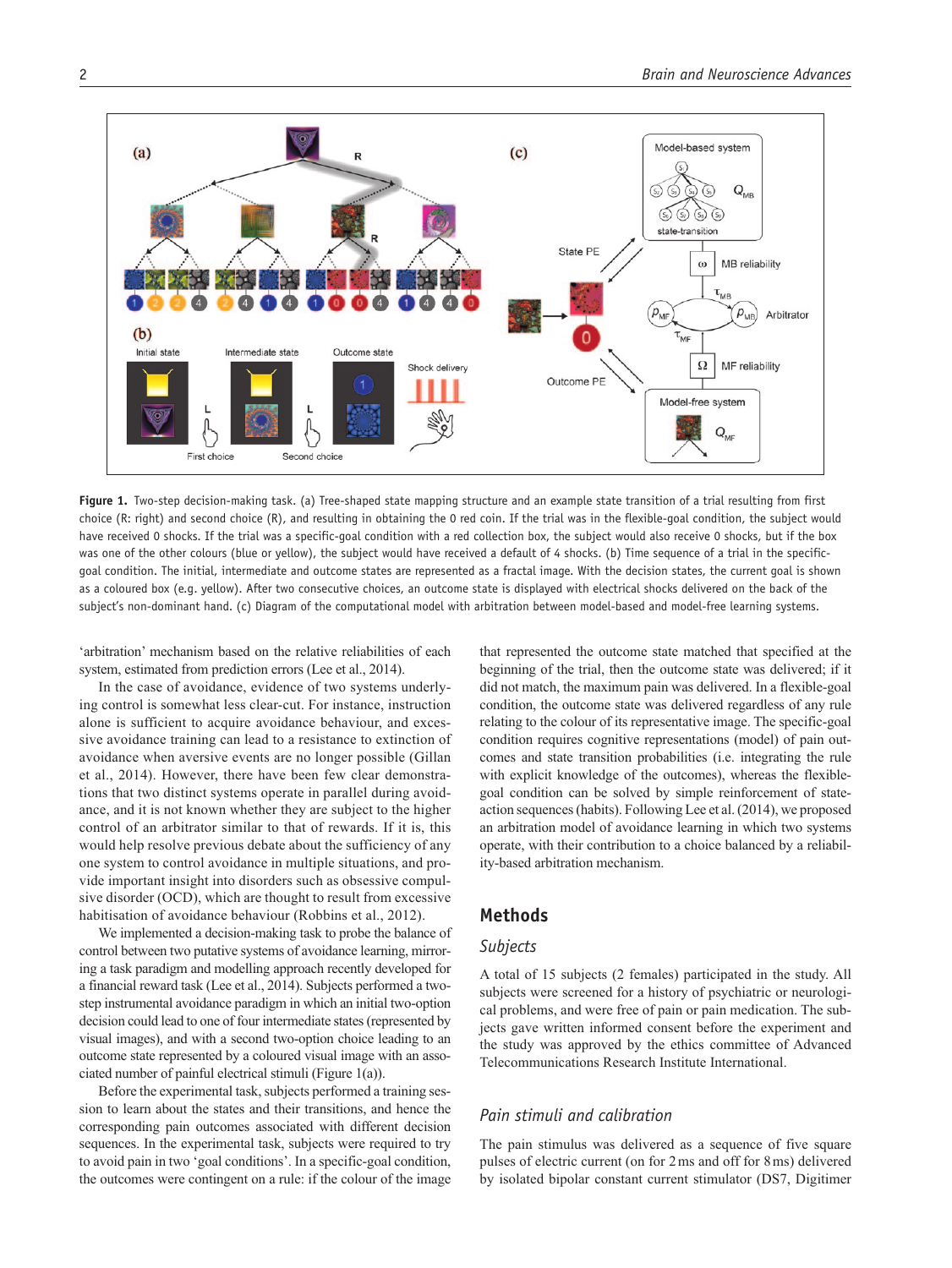(a)

R

R

1 2 2 4 2 4 1 4 1 0 0 4 1 4 4 0

(b)

Initial state

Intermediate state

Outcome state

Shock delivery

L

L

1

First choice

Second choice

(c)

Model-based system

$Q_{MB}$

state-transition

State PE

ω MB reliability

$\tau_{MB}$

$P_{MF}$ $P_{MB}$ Arbitrator

$\tau_{MF}$

0

Ω MF reliability

Outcome PE

Model-free system

$Q_{MF}$

**Figure 1.** Two-step decision-making task. (a) Tree-shaped state mapping structure and an example state transition of a trial resulting from first choice (R: right) and second choice (R), and resulting in obtaining the 0 red coin. If the trial was in the flexible-goal condition, the subject would have received 0 shocks. If the trial was a specific-goal condition with a red collection box, the subject would also receive 0 shocks, but if the box was one of the other colours (blue or yellow), the subject would have received a default of 4 shocks. (b) Time sequence of a trial in the specific-goal condition. The initial, intermediate and outcome states are represented as a fractal image. With the decision states, the current goal is shown as a coloured box (e.g. yellow). After two consecutive choices, an outcome state is displayed with electrical shocks delivered on the back of the subject's non-dominant hand. (c) Diagram of the computational model with arbitration between model-based and model-free learning systems.

'arbitration' mechanism based on the relative reliabilities of each system, estimated from prediction errors (Lee et al., 2014).

In the case of avoidance, evidence of two systems underlying control is somewhat less clear-cut. For instance, instruction alone is sufficient to acquire avoidance behaviour, and excessive avoidance training can lead to a resistance to extinction of avoidance when aversive events are no longer possible (Gillan et al., 2014). However, there have been few clear demonstrations that two distinct systems operate in parallel during avoidance, and it is not known whether they are subject to the higher control of an arbitrator similar to that of rewards. If it is, this would help resolve previous debate about the sufficiency of any one system to control avoidance in multiple situations, and provide important insight into disorders such as obsessive compulsive disorder (OCD), which are thought to result from excessive habitisation of avoidance behaviour (Robbins et al., 2012).

We implemented a decision-making task to probe the balance of control between two putative systems of avoidance learning, mirroring a task paradigm and modelling approach recently developed for a financial reward task (Lee et al., 2014). Subjects performed a two-step instrumental avoidance paradigm in which an initial two-option decision could lead to one of four intermediate states (represented by visual images), and with a second two-option choice leading to an outcome state represented by a coloured visual image with an associated number of painful electrical stimuli (Figure 1(a)).

Before the experimental task, subjects performed a training session to learn about the states and their transitions, and hence the corresponding pain outcomes associated with different decision sequences. In the experimental task, subjects were required to try to avoid pain in two 'goal conditions'. In a specific-goal condition, the outcomes were contingent on a rule: if the colour of the image that represented the outcome state matched that specified at the beginning of the trial, then the outcome state was delivered; if it did not match, the maximum pain was delivered. In a flexible-goal condition, the outcome state was delivered regardless of any rule relating to the colour of its representative image. The specific-goal condition requires cognitive representations (model) of pain outcomes and state transition probabilities (i.e. integrating the rule with explicit knowledge of the outcomes), whereas the flexible-goal condition can be solved by simple reinforcement of state-action sequences (habits). Following Lee et al. (2014), we proposed an arbitration model of avoidance learning in which two systems operate, with their contribution to a choice balanced by a reliability-based arbitration mechanism.

## Methods

### *Subjects*

A total of 15 subjects (2 females) participated in the study. All subjects were screened for a history of psychiatric or neurological problems, and were free of pain or pain medication. The subjects gave written informed consent before the experiment and the study was approved by the ethics committee of Advanced Telecommunications Research Institute International.

### *Pain stimuli and calibration*

The pain stimulus was delivered as a sequence of five square pulses of electric current (on for 2 ms and off for 8 ms) delivered by isolated bipolar constant current stimulator (DS7, Digitimer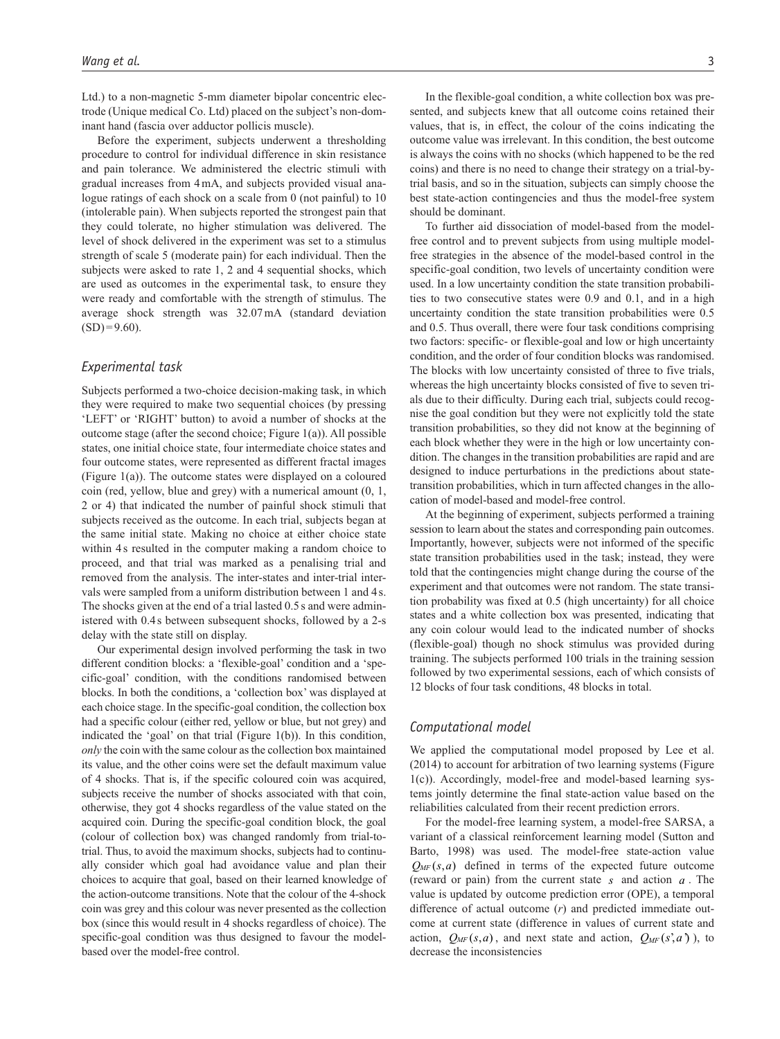Ltd.) to a non-magnetic 5-mm diameter bipolar concentric electrode (Unique medical Co. Ltd) placed on the subject's non-dominant hand (fascia over adductor pollicis muscle).

Before the experiment, subjects underwent a thresholding procedure to control for individual difference in skin resistance and pain tolerance. We administered the electric stimuli with gradual increases from 4 mA, and subjects provided visual analogue ratings of each shock on a scale from 0 (not painful) to 10 (intolerable pain). When subjects reported the strongest pain that they could tolerate, no higher stimulation was delivered. The level of shock delivered in the experiment was set to a stimulus strength of scale 5 (moderate pain) for each individual. Then the subjects were asked to rate 1, 2 and 4 sequential shocks, which are used as outcomes in the experimental task, to ensure they were ready and comfortable with the strength of stimulus. The average shock strength was 32.07 mA (standard deviation (SD) = 9.60).

### *Experimental task*

Subjects performed a two-choice decision-making task, in which they were required to make two sequential choices (by pressing 'LEFT' or 'RIGHT' button) to avoid a number of shocks at the outcome stage (after the second choice; Figure 1(a)). All possible states, one initial choice state, four intermediate choice states and four outcome states, were represented as different fractal images (Figure 1(a)). The outcome states were displayed on a coloured coin (red, yellow, blue and grey) with a numerical amount (0, 1, 2 or 4) that indicated the number of painful shock stimuli that subjects received as the outcome. In each trial, subjects began at the same initial state. Making no choice at either choice state within 4 s resulted in the computer making a random choice to proceed, and that trial was marked as a penalising trial and removed from the analysis. The inter-states and inter-trial intervals were sampled from a uniform distribution between 1 and 4 s. The shocks given at the end of a trial lasted 0.5 s and were administered with 0.4 s between subsequent shocks, followed by a 2-s delay with the state still on display.

Our experimental design involved performing the task in two different condition blocks: a 'flexible-goal' condition and a 'specific-goal' condition, with the conditions randomised between blocks. In both the conditions, a 'collection box' was displayed at each choice stage. In the specific-goal condition, the collection box had a specific colour (either red, yellow or blue, but not grey) and indicated the 'goal' on that trial (Figure 1(b)). In this condition, *only* the coin with the same colour as the collection box maintained its value, and the other coins were set the default maximum value of 4 shocks. That is, if the specific coloured coin was acquired, subjects receive the number of shocks associated with that coin, otherwise, they got 4 shocks regardless of the value stated on the acquired coin. During the specific-goal condition block, the goal (colour of collection box) was changed randomly from trial-to-trial. Thus, to avoid the maximum shocks, subjects had to continually consider which goal had avoidance value and plan their choices to acquire that goal, based on their learned knowledge of the action-outcome transitions. Note that the colour of the 4-shock coin was grey and this colour was never presented as the collection box (since this would result in 4 shocks regardless of choice). The specific-goal condition was thus designed to favour the model-based over the model-free control.

In the flexible-goal condition, a white collection box was presented, and subjects knew that all outcome coins retained their values, that is, in effect, the colour of the coins indicating the outcome value was irrelevant. In this condition, the best outcome is always the coins with no shocks (which happened to be the red coins) and there is no need to change their strategy on a trial-by-trial basis, and so in the situation, subjects can simply choose the best state-action contingencies and thus the model-free system should be dominant.

To further aid dissociation of model-based from the model-free control and to prevent subjects from using multiple model-free strategies in the absence of the model-based control in the specific-goal condition, two levels of uncertainty condition were used. In a low uncertainty condition the state transition probabilities to two consecutive states were 0.9 and 0.1, and in a high uncertainty condition the state transition probabilities were 0.5 and 0.5. Thus overall, there were four task conditions comprising two factors: specific- or flexible-goal and low or high uncertainty condition, and the order of four condition blocks was randomised. The blocks with low uncertainty consisted of three to five trials, whereas the high uncertainty blocks consisted of five to seven trials due to their difficulty. During each trial, subjects could recognise the goal condition but they were not explicitly told the state transition probabilities, so they did not know at the beginning of each block whether they were in the high or low uncertainty condition. The changes in the transition probabilities are rapid and are designed to induce perturbations in the predictions about state-transition probabilities, which in turn affected changes in the allocation of model-based and model-free control.

At the beginning of experiment, subjects performed a training session to learn about the states and corresponding pain outcomes. Importantly, however, subjects were not informed of the specific state transition probabilities used in the task; instead, they were told that the contingencies might change during the course of the experiment and that outcomes were not random. The state transition probability was fixed at 0.5 (high uncertainty) for all choice states and a white collection box was presented, indicating that any coin colour would lead to the indicated number of shocks (flexible-goal) though no shock stimulus was provided during training. The subjects performed 100 trials in the training session followed by two experimental sessions, each of which consists of 12 blocks of four task conditions, 48 blocks in total.

### *Computational model*

We applied the computational model proposed by Lee et al. (2014) to account for arbitration of two learning systems (Figure 1(c)). Accordingly, model-free and model-based learning systems jointly determine the final state-action value based on the reliabilities calculated from their recent prediction errors.

For the model-free learning system, a model-free SARSA, a variant of a classical reinforcement learning model (Sutton and Barto, 1998) was used. The model-free state-action value $Q_{MF}(s,a)$ defined in terms of the expected future outcome (reward or pain) from the current state $s$ and action $a$. The value is updated by outcome prediction error (OPE), a temporal difference of actual outcome ($r$) and predicted immediate outcome at current state (difference in values of current state and action, $Q_{MF}(s,a)$, and next state and action, $Q_{MF}(s',a')$), to decrease the inconsistencies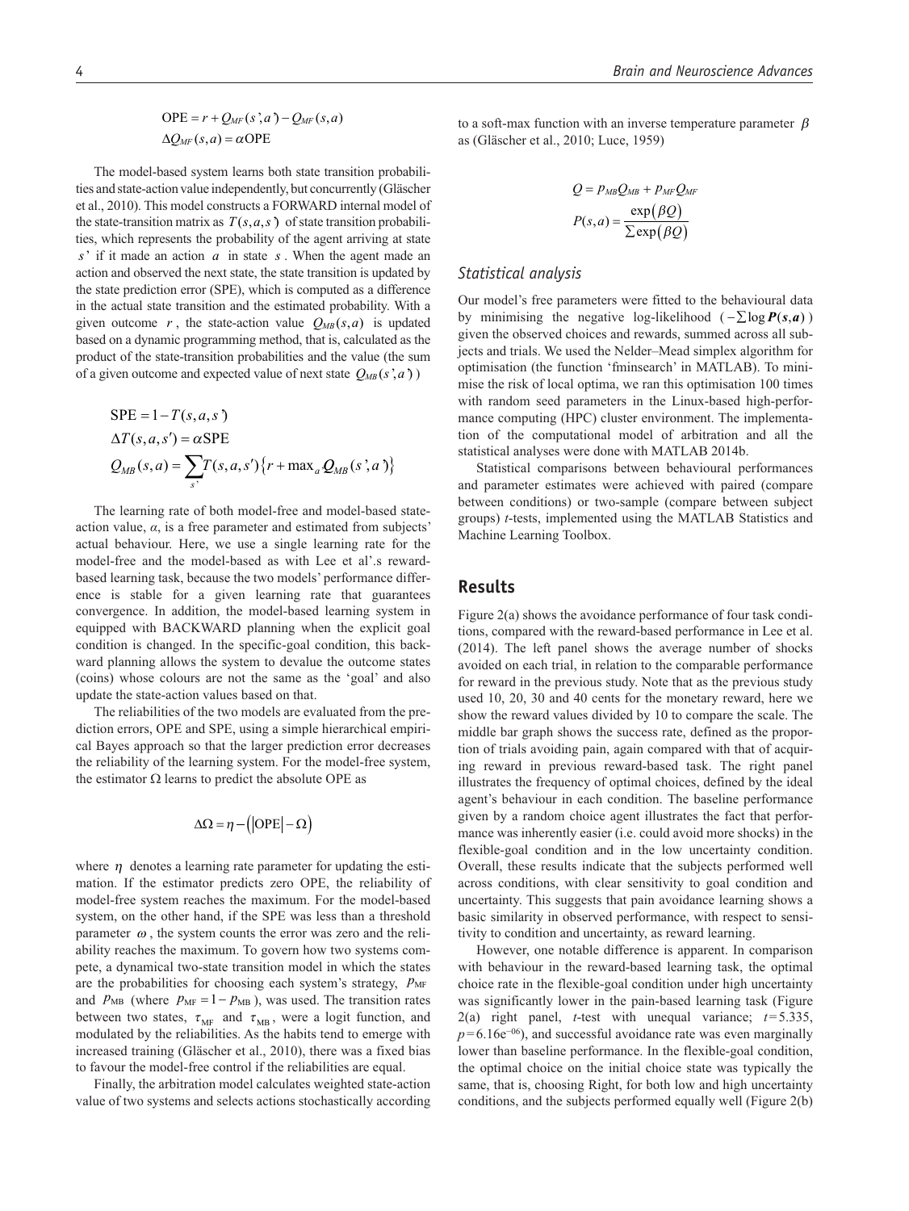$$\mathrm{OPE} = r + Q_{MF}(s',a') - Q_{MF}(s,a)$$
$$\Delta Q_{MF}(s,a) = \alpha \mathrm{OPE}$$

The model-based system learns both state transition probabilities and state-action value independently, but concurrently (Gläscher et al., 2010). This model constructs a FORWARD internal model of the state-transition matrix as $T(s,a,s')$ of state transition probabilities, which represents the probability of the agent arriving at state $s'$ if it made an action $a$ in state $s$. When the agent made an action and observed the next state, the state transition is updated by the state prediction error (SPE), which is computed as a difference in the actual state transition and the estimated probability. With a given outcome $r$, the state-action value $Q_{MB}(s,a)$ is updated based on a dynamic programming method, that is, calculated as the product of the state-transition probabilities and the value (the sum of a given outcome and expected value of next state $Q_{MB}(s',a')$)

$$\mathrm{SPE} = 1 - T(s,a,s')$$
$$\Delta T(s,a,s') = \alpha \mathrm{SPE}$$
$$Q_{MB}(s,a) = \sum_{s'} T(s,a,s')\left\{r + \max_a Q_{MB}(s',a')\right\}$$

The learning rate of both model-free and model-based state-action value, $\alpha$, is a free parameter and estimated from subjects' actual behaviour. Here, we use a single learning rate for the model-free and the model-based as with Lee et al'.s reward-based learning task, because the two models' performance difference is stable for a given learning rate that guarantees convergence. In addition, the model-based learning system in equipped with BACKWARD planning when the explicit goal condition is changed. In the specific-goal condition, this backward planning allows the system to devalue the outcome states (coins) whose colours are not the same as the 'goal' and also update the state-action values based on that.

The reliabilities of the two models are evaluated from the prediction errors, OPE and SPE, using a simple hierarchical empirical Bayes approach so that the larger prediction error decreases the reliability of the learning system. For the model-free system, the estimator $\Omega$ learns to predict the absolute OPE as

$$\Delta\Omega = \eta - \left(\left|\mathrm{OPE}\right| - \Omega\right)$$

where $\eta$ denotes a learning rate parameter for updating the estimation. If the estimator predicts zero OPE, the reliability of model-free system reaches the maximum. For the model-based system, on the other hand, if the SPE was less than a threshold parameter $\omega$, the system counts the error was zero and the reliability reaches the maximum. To govern how two systems compete, a dynamical two-state transition model in which the states are the probabilities for choosing each system's strategy, $p_{\mathrm{MF}}$ and $p_{\mathrm{MB}}$ (where $p_{\mathrm{MF}} = 1 - p_{\mathrm{MB}}$), was used. The transition rates between two states, $\tau_{\mathrm{MF}}$ and $\tau_{\mathrm{MB}}$, were a logit function, and modulated by the reliabilities. As the habits tend to emerge with increased training (Gläscher et al., 2010), there was a fixed bias to favour the model-free control if the reliabilities are equal.

Finally, the arbitration model calculates weighted state-action value of two systems and selects actions stochastically according to a soft-max function with an inverse temperature parameter $\beta$ as (Gläscher et al., 2010; Luce, 1959)

$$Q = p_{MB}Q_{MB} + p_{MF}Q_{MF}$$
$$P(s,a) = \frac{\exp(\beta Q)}{\sum \exp(\beta Q)}$$

### Statistical analysis

Our model's free parameters were fitted to the behavioural data by minimising the negative log-likelihood ($-\sum \log \boldsymbol{P}(\boldsymbol{s},\boldsymbol{a})$) given the observed choices and rewards, summed across all subjects and trials. We used the Nelder–Mead simplex algorithm for optimisation (the function 'fminsearch' in MATLAB). To minimise the risk of local optima, we ran this optimisation 100 times with random seed parameters in the Linux-based high-performance computing (HPC) cluster environment. The implementation of the computational model of arbitration and all the statistical analyses were done with MATLAB 2014b.

Statistical comparisons between behavioural performances and parameter estimates were achieved with paired (compare between conditions) or two-sample (compare between subject groups) *t*-tests, implemented using the MATLAB Statistics and Machine Learning Toolbox.

## Results

Figure 2(a) shows the avoidance performance of four task conditions, compared with the reward-based performance in Lee et al. (2014). The left panel shows the average number of shocks avoided on each trial, in relation to the comparable performance for reward in the previous study. Note that as the previous study used 10, 20, 30 and 40 cents for the monetary reward, here we show the reward values divided by 10 to compare the scale. The middle bar graph shows the success rate, defined as the proportion of trials avoiding pain, again compared with that of acquiring reward in previous reward-based task. The right panel illustrates the frequency of optimal choices, defined by the ideal agent's behaviour in each condition. The baseline performance given by a random choice agent illustrates the fact that performance was inherently easier (i.e. could avoid more shocks) in the flexible-goal condition and in the low uncertainty condition. Overall, these results indicate that the subjects performed well across conditions, with clear sensitivity to goal condition and uncertainty. This suggests that pain avoidance learning shows a basic similarity in observed performance, with respect to sensitivity to condition and uncertainty, as reward learning.

However, one notable difference is apparent. In comparison with behaviour in the reward-based learning task, the optimal choice rate in the flexible-goal condition under high uncertainty was significantly lower in the pain-based learning task (Figure 2(a) right panel, *t*-test with unequal variance; $t = 5.335$, $p = 6.16\mathrm{e}^{-06}$), and successful avoidance rate was even marginally lower than baseline performance. In the flexible-goal condition, the optimal choice on the initial choice state was typically the same, that is, choosing Right, for both low and high uncertainty conditions, and the subjects performed equally well (Figure 2(b)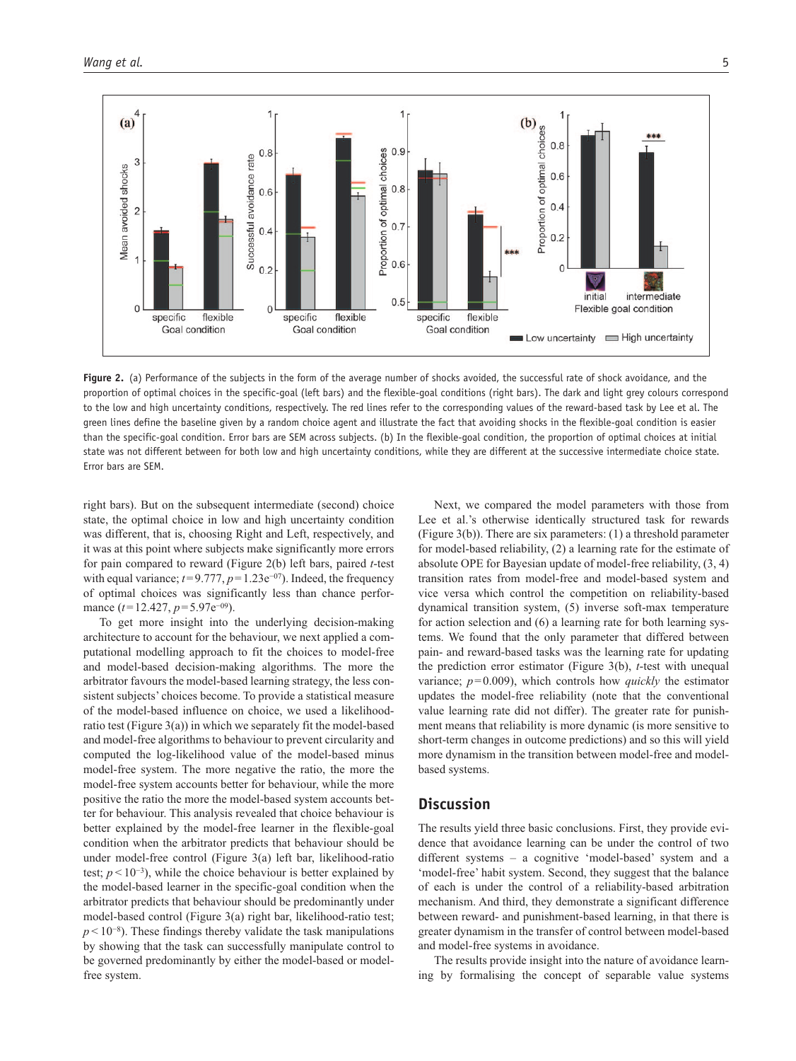**Figure 2.** (a) Performance of the subjects in the form of the average number of shocks avoided, the successful rate of shock avoidance, and the proportion of optimal choices in the specific-goal (left bars) and the flexible-goal conditions (right bars). The dark and light grey colours correspond to the low and high uncertainty conditions, respectively. The red lines refer to the corresponding values of the reward-based task by Lee et al. The green lines define the baseline given by a random choice agent and illustrate the fact that avoiding shocks in the flexible-goal condition is easier than the specific-goal condition. Error bars are SEM across subjects. (b) In the flexible-goal condition, the proportion of optimal choices at initial state was not different between for both low and high uncertainty conditions, while they are different at the successive intermediate choice state. Error bars are SEM.

right bars). But on the subsequent intermediate (second) choice state, the optimal choice in low and high uncertainty condition was different, that is, choosing Right and Left, respectively, and it was at this point where subjects make significantly more errors for pain compared to reward (Figure 2(b) left bars, paired *t*-test with equal variance; $t = 9.777$, $p = 1.23e^{-07}$). Indeed, the frequency of optimal choices was significantly less than chance performance ($t = 12.427$, $p = 5.97e^{-09}$).

To get more insight into the underlying decision-making architecture to account for the behaviour, we next applied a computational modelling approach to fit the choices to model-free and model-based decision-making algorithms. The more the arbitrator favours the model-based learning strategy, the less consistent subjects' choices become. To provide a statistical measure of the model-based influence on choice, we used a likelihood-ratio test (Figure 3(a)) in which we separately fit the model-based and model-free algorithms to behaviour to prevent circularity and computed the log-likelihood value of the model-based minus model-free system. The more negative the ratio, the more the model-free system accounts better for behaviour, while the more positive the ratio the more the model-based system accounts better for behaviour. This analysis revealed that choice behaviour is better explained by the model-free learner in the flexible-goal condition when the arbitrator predicts that behaviour should be under model-free control (Figure 3(a) left bar, likelihood-ratio test; $p < 10^{-3}$), while the choice behaviour is better explained by the model-based learner in the specific-goal condition when the arbitrator predicts that behaviour should be predominantly under model-based control (Figure 3(a) right bar, likelihood-ratio test; $p < 10^{-8}$). These findings thereby validate the task manipulations by showing that the task can successfully manipulate control to be governed predominantly by either the model-based or model-free system.

Next, we compared the model parameters with those from Lee et al.'s otherwise identically structured task for rewards (Figure 3(b)). There are six parameters: (1) a threshold parameter for model-based reliability, (2) a learning rate for the estimate of absolute OPE for Bayesian update of model-free reliability, (3, 4) transition rates from model-free and model-based system and vice versa which control the competition on reliability-based dynamical transition system, (5) inverse soft-max temperature for action selection and (6) a learning rate for both learning systems. We found that the only parameter that differed between pain- and reward-based tasks was the learning rate for updating the prediction error estimator (Figure 3(b), *t*-test with unequal variance; $p = 0.009$), which controls how *quickly* the estimator updates the model-free reliability (note that the conventional value learning rate did not differ). The greater rate for punishment means that reliability is more dynamic (is more sensitive to short-term changes in outcome predictions) and so this will yield more dynamism in the transition between model-free and model-based systems.

## Discussion

The results yield three basic conclusions. First, they provide evidence that avoidance learning can be under the control of two different systems – a cognitive 'model-based' system and a 'model-free' habit system. Second, they suggest that the balance of each is under the control of a reliability-based arbitration mechanism. And third, they demonstrate a significant difference between reward- and punishment-based learning, in that there is greater dynamism in the transfer of control between model-based and model-free systems in avoidance.

The results provide insight into the nature of avoidance learning by formalising the concept of separable value systems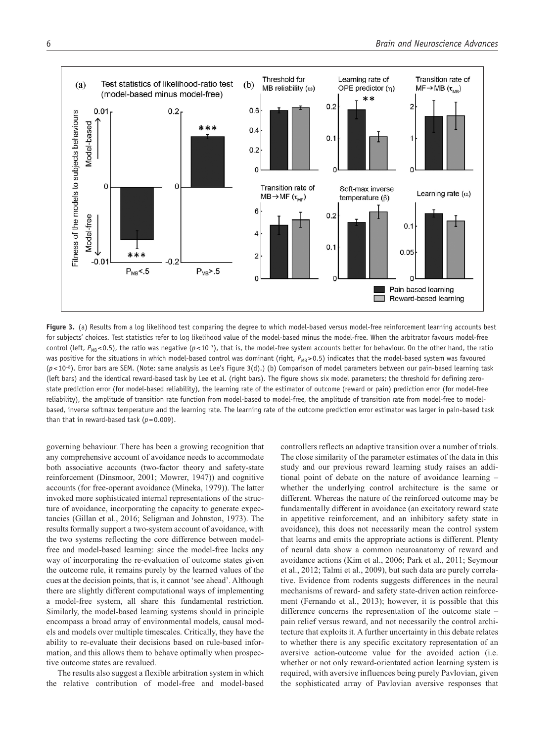(a) Test statistics of likelihood-ratio test (model-based minus model-free)

Fitness of the models to subjects behaviours

Model-based

Model-free

0.01

0

-0.01

***

$P_{MB}$<.5

0.2

0

-0.2

***

$P_{MB}$>.5

(b) Threshold for MB reliability (ω)

0.6

0.4

0.2

0

Learning rate of OPE predictor (η)

**

0.2

0.1

0

Transition rate of MF→MB ($\tau_{MB}$)

2

1

0

Transition rate of MB→MF ($\tau_{MF}$)

6

4

2

0

Soft-max inverse temperature (β)

0.2

0.1

0

Learning rate (α)

0.1

0.05

0

Pain-based learning

Reward-based learning

**Figure 3.** (a) Results from a log likelihood test comparing the degree to which model-based versus model-free reinforcement learning accounts best for subjects' choices. Test statistics refer to log likelihood value of the model-based minus the model-free. When the arbitrator favours model-free control (left, $P_{MB} < 0.5$), the ratio was negative ($p < 10^{-3}$), that is, the model-free system accounts better for behaviour. On the other hand, the ratio was positive for the situations in which model-based control was dominant (right, $P_{MB} > 0.5$) indicates that the model-based system was favoured ($p < 10^{-8}$). Error bars are SEM. (Note: same analysis as Lee's Figure 3(d).) (b) Comparison of model parameters between our pain-based learning task (left bars) and the identical reward-based task by Lee et al. (right bars). The figure shows six model parameters; the threshold for defining zero-state prediction error (for model-based reliability), the learning rate of the estimator of outcome (reward or pain) prediction error (for model-free reliability), the amplitude of transition rate function from model-based to model-free, the amplitude of transition rate from model-free to model-based, inverse softmax temperature and the learning rate. The learning rate of the outcome prediction error estimator was larger in pain-based task than that in reward-based task ($p = 0.009$).

governing behaviour. There has been a growing recognition that any comprehensive account of avoidance needs to accommodate both associative accounts (two-factor theory and safety-state reinforcement (Dinsmoor, 2001; Mowrer, 1947)) and cognitive accounts (for free-operant avoidance (Mineka, 1979)). The latter invoked more sophisticated internal representations of the structure of avoidance, incorporating the capacity to generate expectancies (Gillan et al., 2016; Seligman and Johnston, 1973). The results formally support a two-system account of avoidance, with the two systems reflecting the core difference between model-free and model-based learning: since the model-free lacks any way of incorporating the re-evaluation of outcome states given the outcome rule, it remains purely by the learned values of the cues at the decision points, that is, it cannot 'see ahead'. Although there are slightly different computational ways of implementing a model-free system, all share this fundamental restriction. Similarly, the model-based learning systems should in principle encompass a broad array of environmental models, causal models and models over multiple timescales. Critically, they have the ability to re-evaluate their decisions based on rule-based information, and this allows them to behave optimally when prospective outcome states are revalued.

The results also suggest a flexible arbitration system in which the relative contribution of model-free and model-based controllers reflects an adaptive transition over a number of trials. The close similarity of the parameter estimates of the data in this study and our previous reward learning study raises an additional point of debate on the nature of avoidance learning – whether the underlying control architecture is the same or different. Whereas the nature of the reinforced outcome may be fundamentally different in avoidance (an excitatory reward state in appetitive reinforcement, and an inhibitory safety state in avoidance), this does not necessarily mean the control system that learns and emits the appropriate actions is different. Plenty of neural data show a common neuroanatomy of reward and avoidance actions (Kim et al., 2006; Park et al., 2011; Seymour et al., 2012; Talmi et al., 2009), but such data are purely correlative. Evidence from rodents suggests differences in the neural mechanisms of reward- and safety state-driven action reinforcement (Fernando et al., 2013); however, it is possible that this difference concerns the representation of the outcome state – pain relief versus reward, and not necessarily the control architecture that exploits it. A further uncertainty in this debate relates to whether there is any specific excitatory representation of an aversive action-outcome value for the avoided action (i.e. whether or not only reward-orientated action learning system is required, with aversive influences being purely Pavlovian, given the sophisticated array of Pavlovian aversive responses that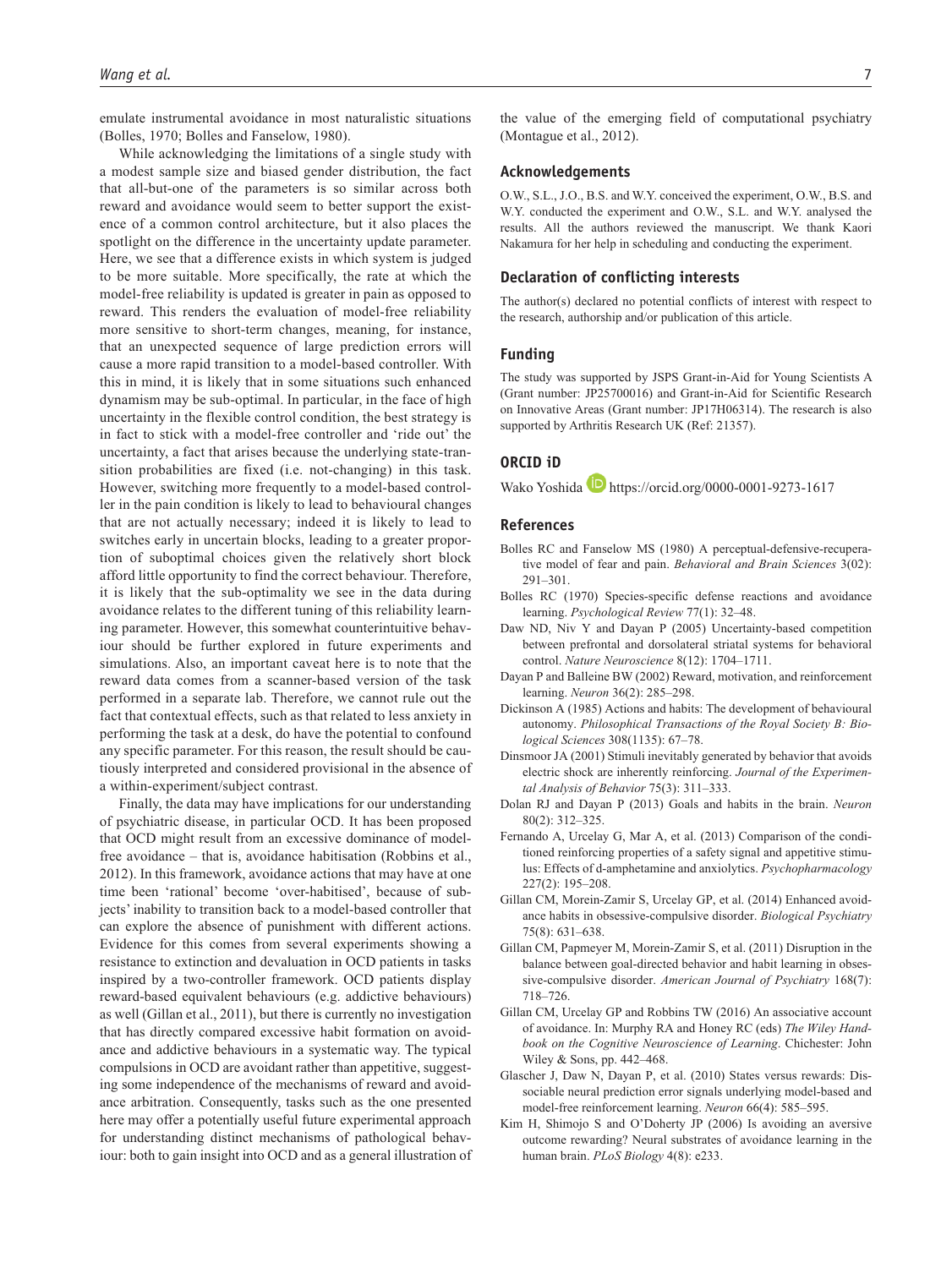emulate instrumental avoidance in most naturalistic situations (Bolles, 1970; Bolles and Fanselow, 1980).

While acknowledging the limitations of a single study with a modest sample size and biased gender distribution, the fact that all-but-one of the parameters is so similar across both reward and avoidance would seem to better support the existence of a common control architecture, but it also places the spotlight on the difference in the uncertainty update parameter. Here, we see that a difference exists in which system is judged to be more suitable. More specifically, the rate at which the model-free reliability is updated is greater in pain as opposed to reward. This renders the evaluation of model-free reliability more sensitive to short-term changes, meaning, for instance, that an unexpected sequence of large prediction errors will cause a more rapid transition to a model-based controller. With this in mind, it is likely that in some situations such enhanced dynamism may be sub-optimal. In particular, in the face of high uncertainty in the flexible control condition, the best strategy is in fact to stick with a model-free controller and 'ride out' the uncertainty, a fact that arises because the underlying state-transition probabilities are fixed (i.e. not-changing) in this task. However, switching more frequently to a model-based controller in the pain condition is likely to lead to behavioural changes that are not actually necessary; indeed it is likely to lead to switches early in uncertain blocks, leading to a greater proportion of suboptimal choices given the relatively short block afford little opportunity to find the correct behaviour. Therefore, it is likely that the sub-optimality we see in the data during avoidance relates to the different tuning of this reliability learning parameter. However, this somewhat counterintuitive behaviour should be further explored in future experiments and simulations. Also, an important caveat here is to note that the reward data comes from a scanner-based version of the task performed in a separate lab. Therefore, we cannot rule out the fact that contextual effects, such as that related to less anxiety in performing the task at a desk, do have the potential to confound any specific parameter. For this reason, the result should be cautiously interpreted and considered provisional in the absence of a within-experiment/subject contrast.

Finally, the data may have implications for our understanding of psychiatric disease, in particular OCD. It has been proposed that OCD might result from an excessive dominance of model-free avoidance – that is, avoidance habitisation (Robbins et al., 2012). In this framework, avoidance actions that may have at one time been 'rational' become 'over-habitised', because of subjects' inability to transition back to a model-based controller that can explore the absence of punishment with different actions. Evidence for this comes from several experiments showing a resistance to extinction and devaluation in OCD patients in tasks inspired by a two-controller framework. OCD patients display reward-based equivalent behaviours (e.g. addictive behaviours) as well (Gillan et al., 2011), but there is currently no investigation that has directly compared excessive habit formation on avoidance and addictive behaviours in a systematic way. The typical compulsions in OCD are avoidant rather than appetitive, suggesting some independence of the mechanisms of reward and avoidance arbitration. Consequently, tasks such as the one presented here may offer a potentially useful future experimental approach for understanding distinct mechanisms of pathological behaviour: both to gain insight into OCD and as a general illustration of the value of the emerging field of computational psychiatry (Montague et al., 2012).

## Acknowledgements

O.W., S.L., J.O., B.S. and W.Y. conceived the experiment, O.W., B.S. and W.Y. conducted the experiment and O.W., S.L. and W.Y. analysed the results. All the authors reviewed the manuscript. We thank Kaori Nakamura for her help in scheduling and conducting the experiment.

## Declaration of conflicting interests

The author(s) declared no potential conflicts of interest with respect to the research, authorship and/or publication of this article.

## Funding

The study was supported by JSPS Grant-in-Aid for Young Scientists A (Grant number: JP25700016) and Grant-in-Aid for Scientific Research on Innovative Areas (Grant number: JP17H06314). The research is also supported by Arthritis Research UK (Ref: 21357).

## ORCID iD

Wako Yoshida https://orcid.org/0000-0001-9273-1617

## References

Bolles RC and Fanselow MS (1980) A perceptual-defensive-recuperative model of fear and pain. *Behavioral and Brain Sciences* 3(02): 291–301.

Bolles RC (1970) Species-specific defense reactions and avoidance learning. *Psychological Review* 77(1): 32–48.

Daw ND, Niv Y and Dayan P (2005) Uncertainty-based competition between prefrontal and dorsolateral striatal systems for behavioral control. *Nature Neuroscience* 8(12): 1704–1711.

Dayan P and Balleine BW (2002) Reward, motivation, and reinforcement learning. *Neuron* 36(2): 285–298.

Dickinson A (1985) Actions and habits: The development of behavioural autonomy. *Philosophical Transactions of the Royal Society B: Biological Sciences* 308(1135): 67–78.

Dinsmoor JA (2001) Stimuli inevitably generated by behavior that avoids electric shock are inherently reinforcing. *Journal of the Experimental Analysis of Behavior* 75(3): 311–333.

Dolan RJ and Dayan P (2013) Goals and habits in the brain. *Neuron* 80(2): 312–325.

Fernando A, Urcelay G, Mar A, et al. (2013) Comparison of the conditioned reinforcing properties of a safety signal and appetitive stimulus: Effects of d-amphetamine and anxiolytics. *Psychopharmacology* 227(2): 195–208.

Gillan CM, Morein-Zamir S, Urcelay GP, et al. (2014) Enhanced avoidance habits in obsessive-compulsive disorder. *Biological Psychiatry* 75(8): 631–638.

Gillan CM, Papmeyer M, Morein-Zamir S, et al. (2011) Disruption in the balance between goal-directed behavior and habit learning in obsessive-compulsive disorder. *American Journal of Psychiatry* 168(7): 718–726.

Gillan CM, Urcelay GP and Robbins TW (2016) An associative account of avoidance. In: Murphy RA and Honey RC (eds) *The Wiley Handbook on the Cognitive Neuroscience of Learning*. Chichester: John Wiley & Sons, pp. 442–468.

Glascher J, Daw N, Dayan P, et al. (2010) States versus rewards: Dissociable neural prediction error signals underlying model-based and model-free reinforcement learning. *Neuron* 66(4): 585–595.

Kim H, Shimojo S and O'Doherty JP (2006) Is avoiding an aversive outcome rewarding? Neural substrates of avoidance learning in the human brain. *PLoS Biology* 4(8): e233.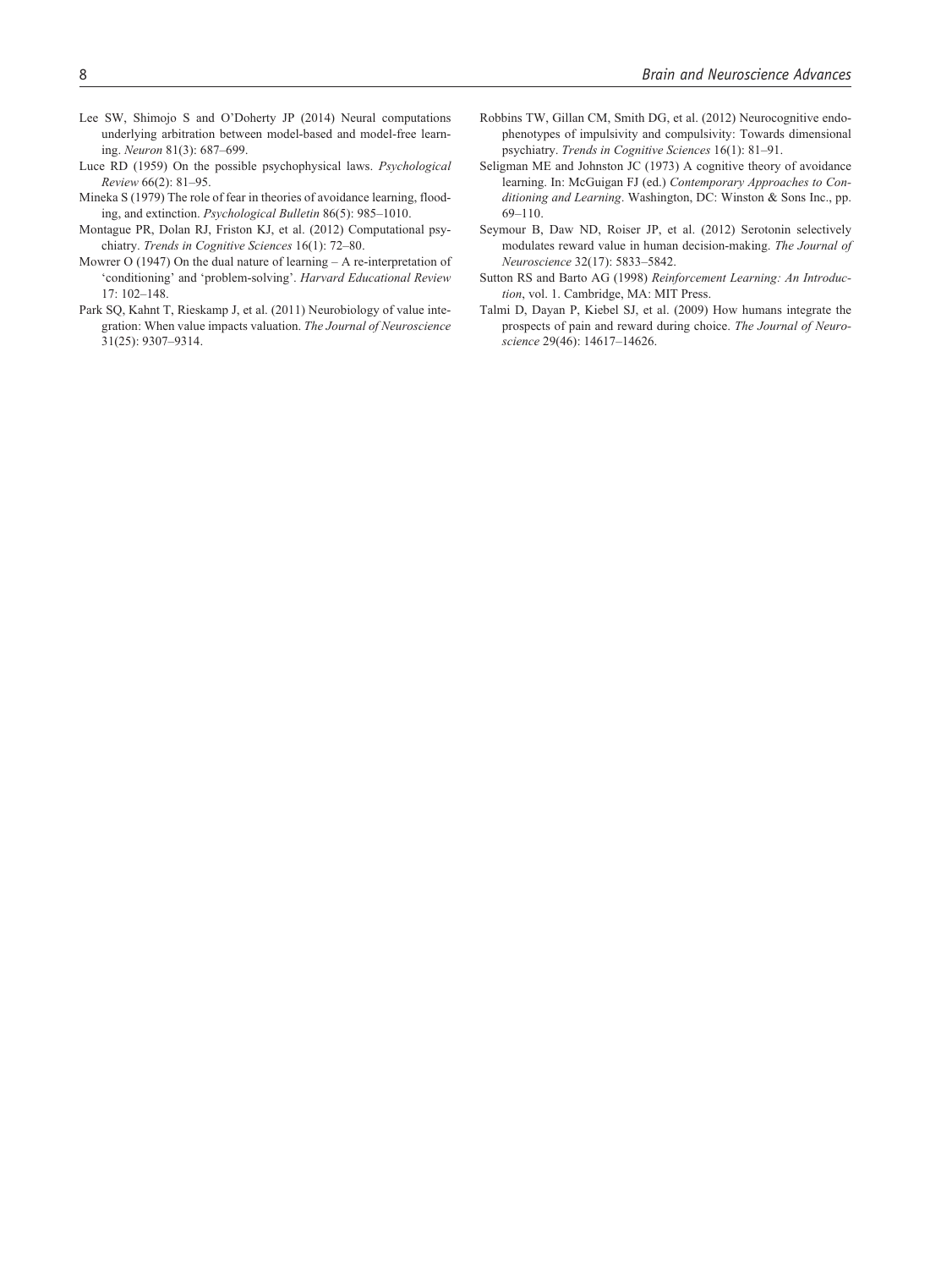Lee SW, Shimojo S and O'Doherty JP (2014) Neural computations underlying arbitration between model-based and model-free learning. *Neuron* 81(3): 687–699.

Luce RD (1959) On the possible psychophysical laws. *Psychological Review* 66(2): 81–95.

Mineka S (1979) The role of fear in theories of avoidance learning, flooding, and extinction. *Psychological Bulletin* 86(5): 985–1010.

Montague PR, Dolan RJ, Friston KJ, et al. (2012) Computational psychiatry. *Trends in Cognitive Sciences* 16(1): 72–80.

Mowrer O (1947) On the dual nature of learning – A re-interpretation of 'conditioning' and 'problem-solving'. *Harvard Educational Review* 17: 102–148.

Park SQ, Kahnt T, Rieskamp J, et al. (2011) Neurobiology of value integration: When value impacts valuation. *The Journal of Neuroscience* 31(25): 9307–9314.

Robbins TW, Gillan CM, Smith DG, et al. (2012) Neurocognitive endophenotypes of impulsivity and compulsivity: Towards dimensional psychiatry. *Trends in Cognitive Sciences* 16(1): 81–91.

Seligman ME and Johnston JC (1973) A cognitive theory of avoidance learning. In: McGuigan FJ (ed.) *Contemporary Approaches to Conditioning and Learning*. Washington, DC: Winston & Sons Inc., pp. 69–110.

Seymour B, Daw ND, Roiser JP, et al. (2012) Serotonin selectively modulates reward value in human decision-making. *The Journal of Neuroscience* 32(17): 5833–5842.

Sutton RS and Barto AG (1998) *Reinforcement Learning: An Introduction*, vol. 1. Cambridge, MA: MIT Press.

Talmi D, Dayan P, Kiebel SJ, et al. (2009) How humans integrate the prospects of pain and reward during choice. *The Journal of Neuroscience* 29(46): 14617–14626.